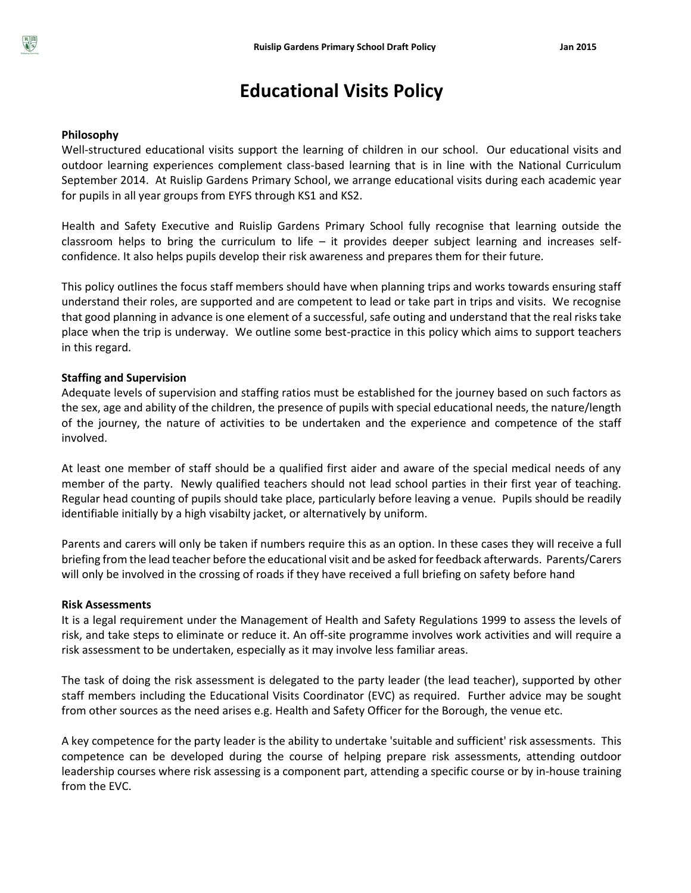# Educational Visits Policy

**Philosophy**

Well-structured educational visits support the learning of children in our school. Our educational visits and outdoor learning experiences complement class-based learning that is in line with the National Curriculum September 2014. At Ruislip Gardens Primary School, we arrange educational visits during each academic year for pupils in all year groups from EYFS through KS1 and KS2.

Health and Safety Executive and Ruislip Gardens Primary School fully recognise that learning outside the classroom helps to bring the curriculum to life – it provides deeper subject learning and increases self-confidence. It also helps pupils develop their risk awareness and prepares them for their future.

This policy outlines the focus staff members should have when planning trips and works towards ensuring staff understand their roles, are supported and are competent to lead or take part in trips and visits. We recognise that good planning in advance is one element of a successful, safe outing and understand that the real risks take place when the trip is underway. We outline some best-practice in this policy which aims to support teachers in this regard.

**Staffing and Supervision**

Adequate levels of supervision and staffing ratios must be established for the journey based on such factors as the sex, age and ability of the children, the presence of pupils with special educational needs, the nature/length of the journey, the nature of activities to be undertaken and the experience and competence of the staff involved.

At least one member of staff should be a qualified first aider and aware of the special medical needs of any member of the party. Newly qualified teachers should not lead school parties in their first year of teaching. Regular head counting of pupils should take place, particularly before leaving a venue. Pupils should be readily identifiable initially by a high visabilty jacket, or alternatively by uniform.

Parents and carers will only be taken if numbers require this as an option. In these cases they will receive a full briefing from the lead teacher before the educational visit and be asked for feedback afterwards. Parents/Carers will only be involved in the crossing of roads if they have received a full briefing on safety before hand

**Risk Assessments**

It is a legal requirement under the Management of Health and Safety Regulations 1999 to assess the levels of risk, and take steps to eliminate or reduce it. An off-site programme involves work activities and will require a risk assessment to be undertaken, especially as it may involve less familiar areas.

The task of doing the risk assessment is delegated to the party leader (the lead teacher), supported by other staff members including the Educational Visits Coordinator (EVC) as required. Further advice may be sought from other sources as the need arises e.g. Health and Safety Officer for the Borough, the venue etc.

A key competence for the party leader is the ability to undertake 'suitable and sufficient' risk assessments. This competence can be developed during the course of helping prepare risk assessments, attending outdoor leadership courses where risk assessing is a component part, attending a specific course or by in-house training from the EVC.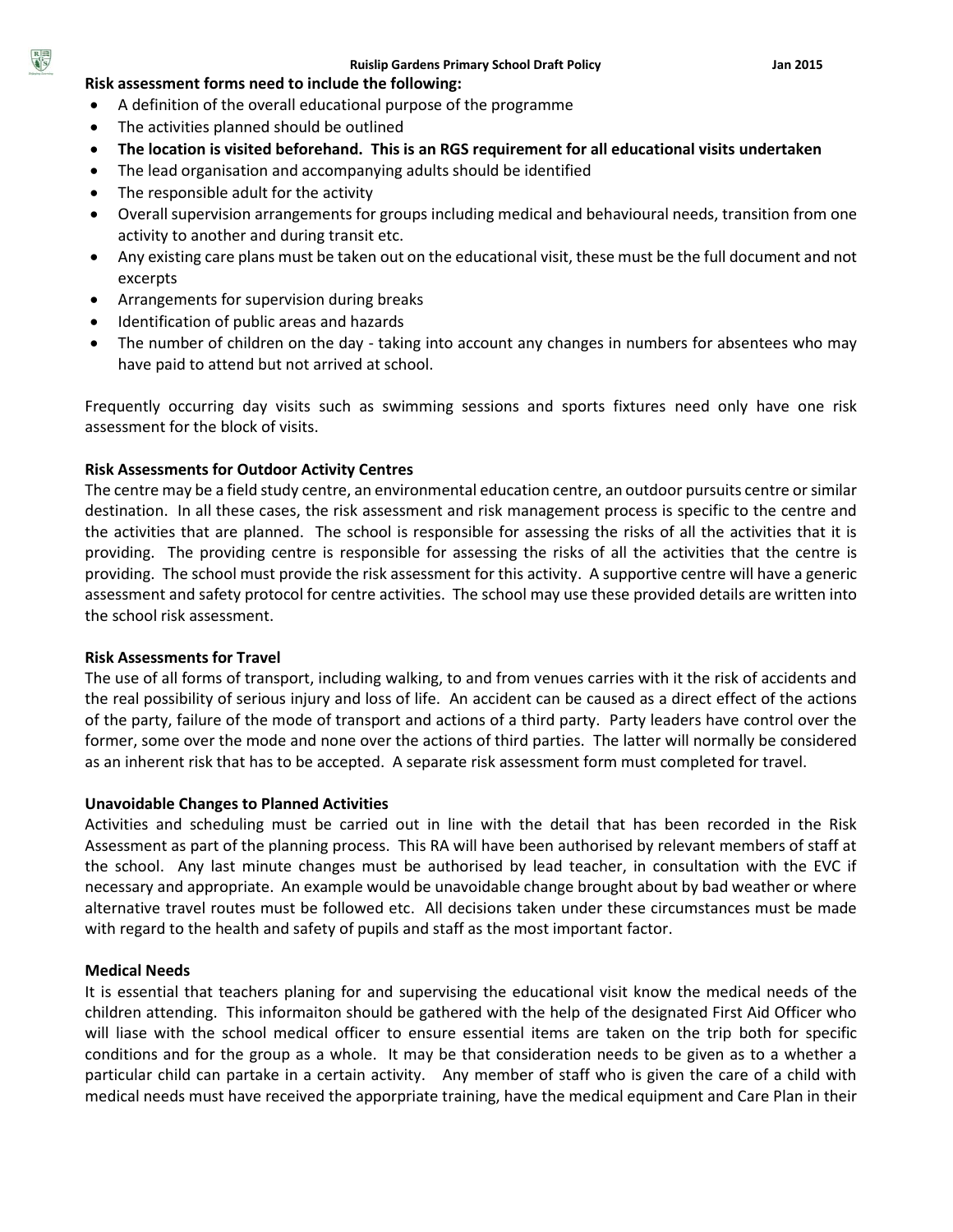**Risk assessment forms need to include the following:**

- A definition of the overall educational purpose of the programme
- The activities planned should be outlined
- **The location is visited beforehand. This is an RGS requirement for all educational visits undertaken**
- The lead organisation and accompanying adults should be identified
- The responsible adult for the activity
- Overall supervision arrangements for groups including medical and behavioural needs, transition from one activity to another and during transit etc.
- Any existing care plans must be taken out on the educational visit, these must be the full document and not excerpts
- Arrangements for supervision during breaks
- Identification of public areas and hazards
- The number of children on the day - taking into account any changes in numbers for absentees who may have paid to attend but not arrived at school.

Frequently occurring day visits such as swimming sessions and sports fixtures need only have one risk assessment for the block of visits.

**Risk Assessments for Outdoor Activity Centres**

The centre may be a field study centre, an environmental education centre, an outdoor pursuits centre or similar destination. In all these cases, the risk assessment and risk management process is specific to the centre and the activities that are planned. The school is responsible for assessing the risks of all the activities that it is providing. The providing centre is responsible for assessing the risks of all the activities that the centre is providing. The school must provide the risk assessment for this activity. A supportive centre will have a generic assessment and safety protocol for centre activities. The school may use these provided details are written into the school risk assessment.

**Risk Assessments for Travel**

The use of all forms of transport, including walking, to and from venues carries with it the risk of accidents and the real possibility of serious injury and loss of life. An accident can be caused as a direct effect of the actions of the party, failure of the mode of transport and actions of a third party. Party leaders have control over the former, some over the mode and none over the actions of third parties. The latter will normally be considered as an inherent risk that has to be accepted. A separate risk assessment form must completed for travel.

**Unavoidable Changes to Planned Activities**

Activities and scheduling must be carried out in line with the detail that has been recorded in the Risk Assessment as part of the planning process. This RA will have been authorised by relevant members of staff at the school. Any last minute changes must be authorised by lead teacher, in consultation with the EVC if necessary and appropriate. An example would be unavoidable change brought about by bad weather or where alternative travel routes must be followed etc. All decisions taken under these circumstances must be made with regard to the health and safety of pupils and staff as the most important factor.

**Medical Needs**

It is essential that teachers planing for and supervising the educational visit know the medical needs of the children attending. This informaiton should be gathered with the help of the designated First Aid Officer who will liase with the school medical officer to ensure essential items are taken on the trip both for specific conditions and for the group as a whole. It may be that consideration needs to be given as to a whether a particular child can partake in a certain activity. Any member of staff who is given the care of a child with medical needs must have received the apporpriate training, have the medical equipment and Care Plan in their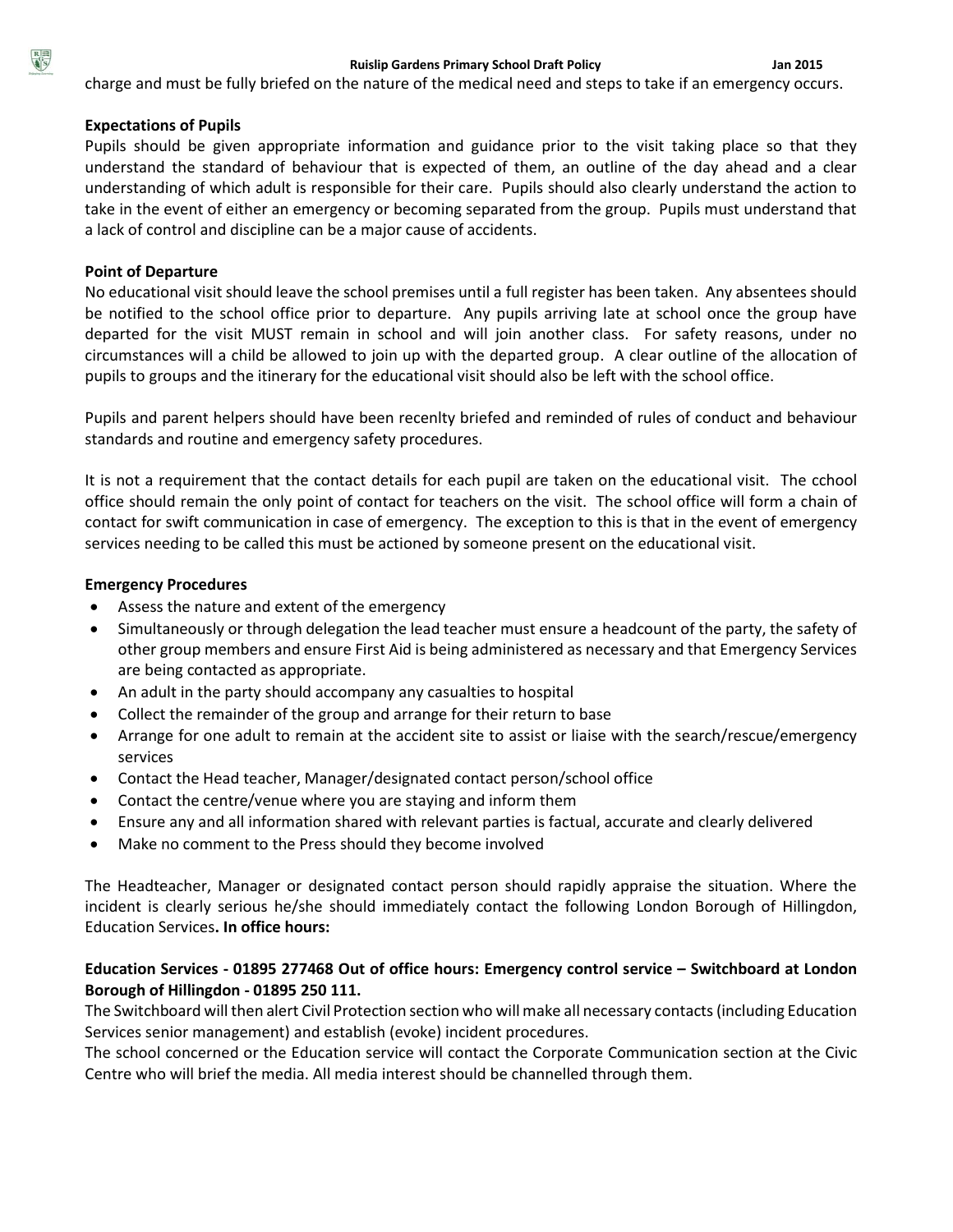charge and must be fully briefed on the nature of the medical need and steps to take if an emergency occurs.

**Expectations of Pupils**

Pupils should be given appropriate information and guidance prior to the visit taking place so that they understand the standard of behaviour that is expected of them, an outline of the day ahead and a clear understanding of which adult is responsible for their care. Pupils should also clearly understand the action to take in the event of either an emergency or becoming separated from the group. Pupils must understand that a lack of control and discipline can be a major cause of accidents.

**Point of Departure**

No educational visit should leave the school premises until a full register has been taken. Any absentees should be notified to the school office prior to departure. Any pupils arriving late at school once the group have departed for the visit MUST remain in school and will join another class. For safety reasons, under no circumstances will a child be allowed to join up with the departed group. A clear outline of the allocation of pupils to groups and the itinerary for the educational visit should also be left with the school office.

Pupils and parent helpers should have been recenlty briefed and reminded of rules of conduct and behaviour standards and routine and emergency safety procedures.

It is not a requirement that the contact details for each pupil are taken on the educational visit. The cchool office should remain the only point of contact for teachers on the visit. The school office will form a chain of contact for swift communication in case of emergency. The exception to this is that in the event of emergency services needing to be called this must be actioned by someone present on the educational visit.

**Emergency Procedures**

- Assess the nature and extent of the emergency
- Simultaneously or through delegation the lead teacher must ensure a headcount of the party, the safety of other group members and ensure First Aid is being administered as necessary and that Emergency Services are being contacted as appropriate.
- An adult in the party should accompany any casualties to hospital
- Collect the remainder of the group and arrange for their return to base
- Arrange for one adult to remain at the accident site to assist or liaise with the search/rescue/emergency services
- Contact the Head teacher, Manager/designated contact person/school office
- Contact the centre/venue where you are staying and inform them
- Ensure any and all information shared with relevant parties is factual, accurate and clearly delivered
- Make no comment to the Press should they become involved

The Headteacher, Manager or designated contact person should rapidly appraise the situation. Where the incident is clearly serious he/she should immediately contact the following London Borough of Hillingdon, Education Services**. In office hours:**

**Education Services - 01895 277468 Out of office hours: Emergency control service – Switchboard at London Borough of Hillingdon - 01895 250 111.**

The Switchboard will then alert Civil Protection section who will make all necessary contacts (including Education Services senior management) and establish (evoke) incident procedures.

The school concerned or the Education service will contact the Corporate Communication section at the Civic Centre who will brief the media. All media interest should be channelled through them.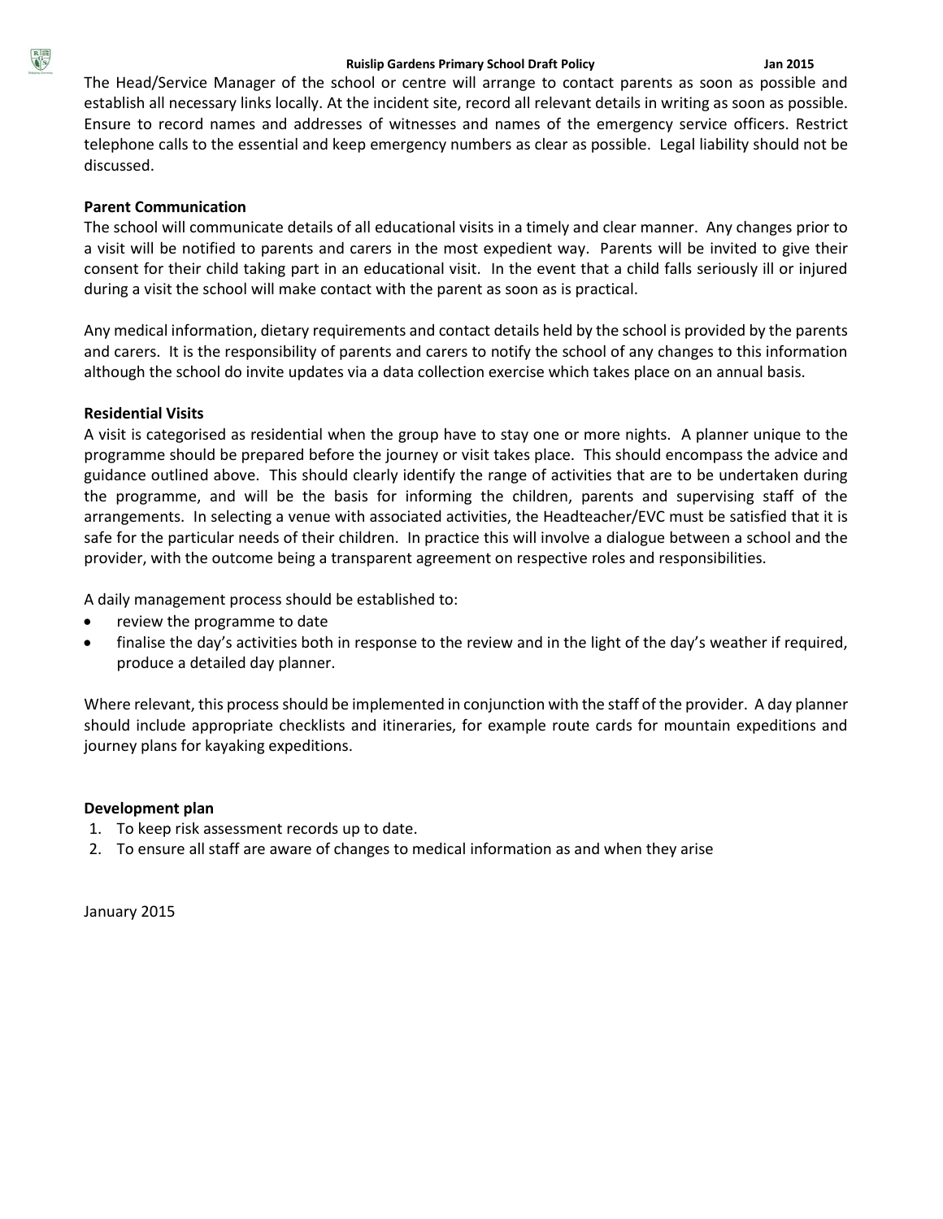The Head/Service Manager of the school or centre will arrange to contact parents as soon as possible and establish all necessary links locally. At the incident site, record all relevant details in writing as soon as possible. Ensure to record names and addresses of witnesses and names of the emergency service officers. Restrict telephone calls to the essential and keep emergency numbers as clear as possible. Legal liability should not be discussed.

**Parent Communication**

The school will communicate details of all educational visits in a timely and clear manner. Any changes prior to a visit will be notified to parents and carers in the most expedient way. Parents will be invited to give their consent for their child taking part in an educational visit. In the event that a child falls seriously ill or injured during a visit the school will make contact with the parent as soon as is practical.

Any medical information, dietary requirements and contact details held by the school is provided by the parents and carers. It is the responsibility of parents and carers to notify the school of any changes to this information although the school do invite updates via a data collection exercise which takes place on an annual basis.

**Residential Visits**

A visit is categorised as residential when the group have to stay one or more nights. A planner unique to the programme should be prepared before the journey or visit takes place. This should encompass the advice and guidance outlined above. This should clearly identify the range of activities that are to be undertaken during the programme, and will be the basis for informing the children, parents and supervising staff of the arrangements. In selecting a venue with associated activities, the Headteacher/EVC must be satisfied that it is safe for the particular needs of their children. In practice this will involve a dialogue between a school and the provider, with the outcome being a transparent agreement on respective roles and responsibilities.

A daily management process should be established to:

- review the programme to date
- finalise the day's activities both in response to the review and in the light of the day's weather if required, produce a detailed day planner.

Where relevant, this process should be implemented in conjunction with the staff of the provider. A day planner should include appropriate checklists and itineraries, for example route cards for mountain expeditions and journey plans for kayaking expeditions.

**Development plan**

1. To keep risk assessment records up to date.
2. To ensure all staff are aware of changes to medical information as and when they arise

January 2015